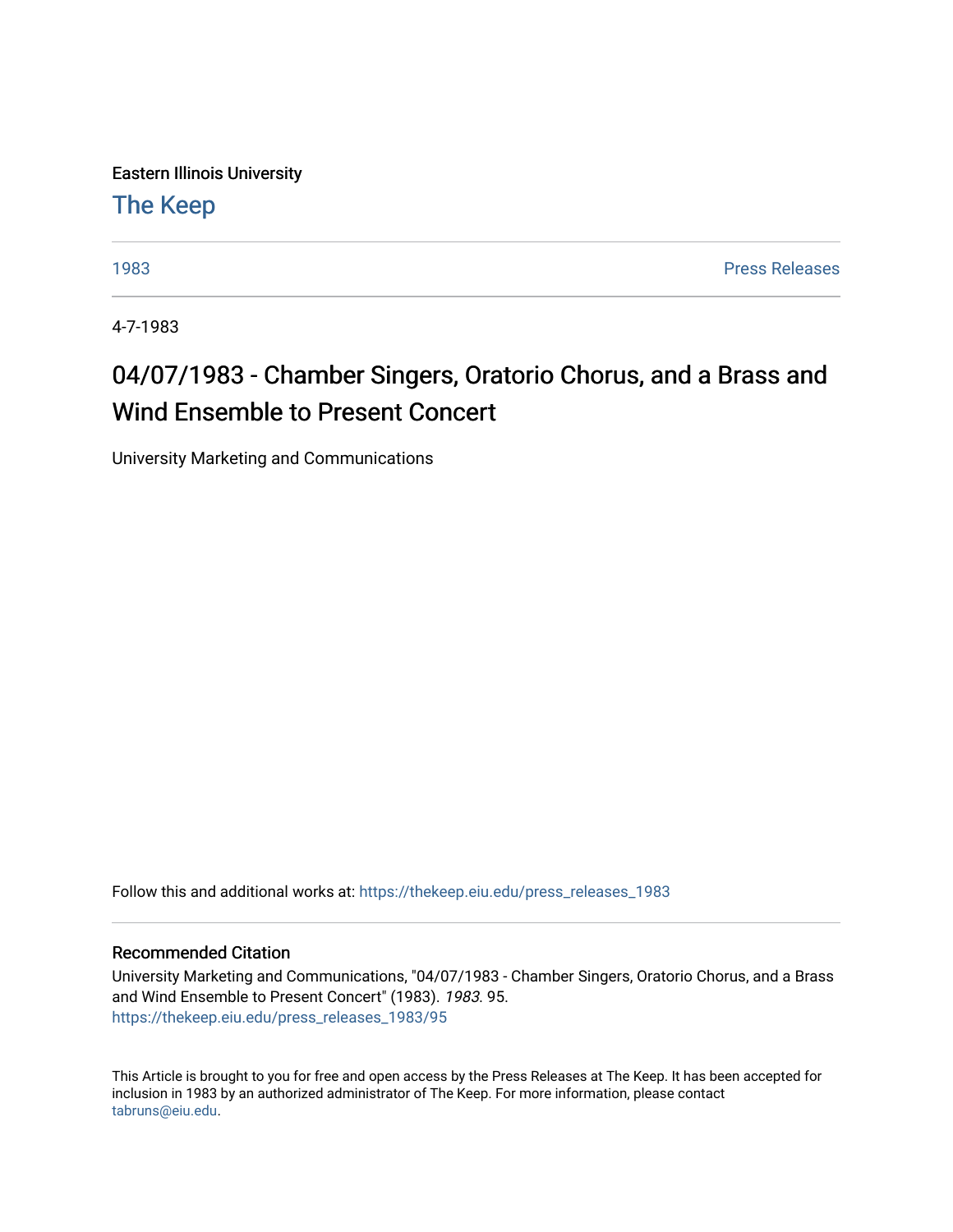Eastern Illinois University

# The Keep

1983 Press Releases

4-7-1983

# 04/07/1983 - Chamber Singers, Oratorio Chorus, and a Brass and Wind Ensemble to Present Concert

University Marketing and Communications

Follow this and additional works at: https://thekeep.eiu.edu/press_releases_1983

## Recommended Citation

University Marketing and Communications, "04/07/1983 - Chamber Singers, Oratorio Chorus, and a Brass and Wind Ensemble to Present Concert" (1983). *1983*. 95.
https://thekeep.eiu.edu/press_releases_1983/95

This Article is brought to you for free and open access by the Press Releases at The Keep. It has been accepted for inclusion in 1983 by an authorized administrator of The Keep. For more information, please contact tabruns@eiu.edu.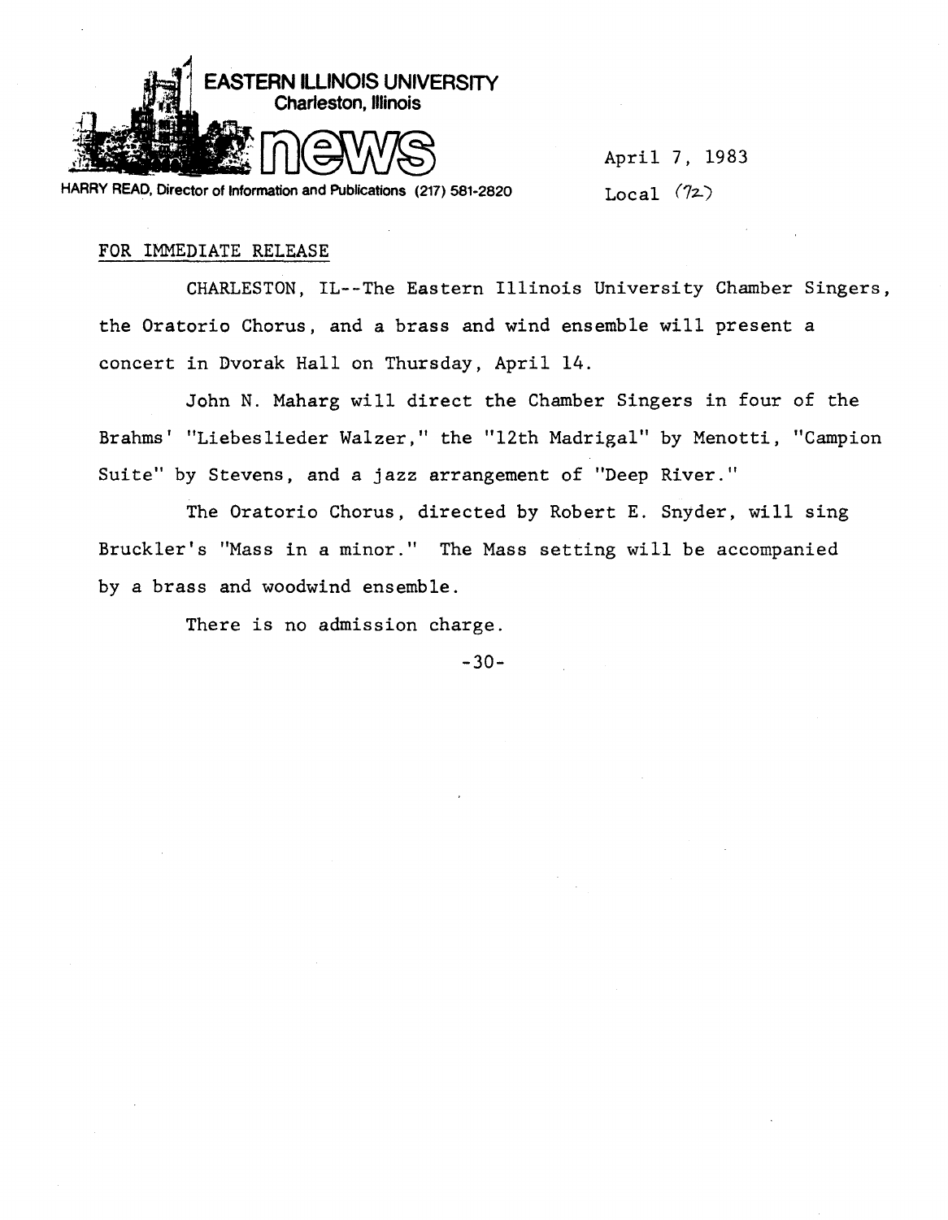**EASTERN ILLINOIS UNIVERSITY**
**Charleston, Illinois**

# news

HARRY READ, Director of Information and Publications (217) 581-2820

April 7, 1983

Local (72)

FOR IMMEDIATE RELEASE

CHARLESTON, IL--The Eastern Illinois University Chamber Singers, the Oratorio Chorus, and a brass and wind ensemble will present a concert in Dvorak Hall on Thursday, April 14.

John N. Maharg will direct the Chamber Singers in four of the Brahms' "Liebeslieder Walzer," the "12th Madrigal" by Menotti, "Campion Suite" by Stevens, and a jazz arrangement of "Deep River."

The Oratorio Chorus, directed by Robert E. Snyder, will sing Bruckler's "Mass in a minor." The Mass setting will be accompanied by a brass and woodwind ensemble.

There is no admission charge.

-30-